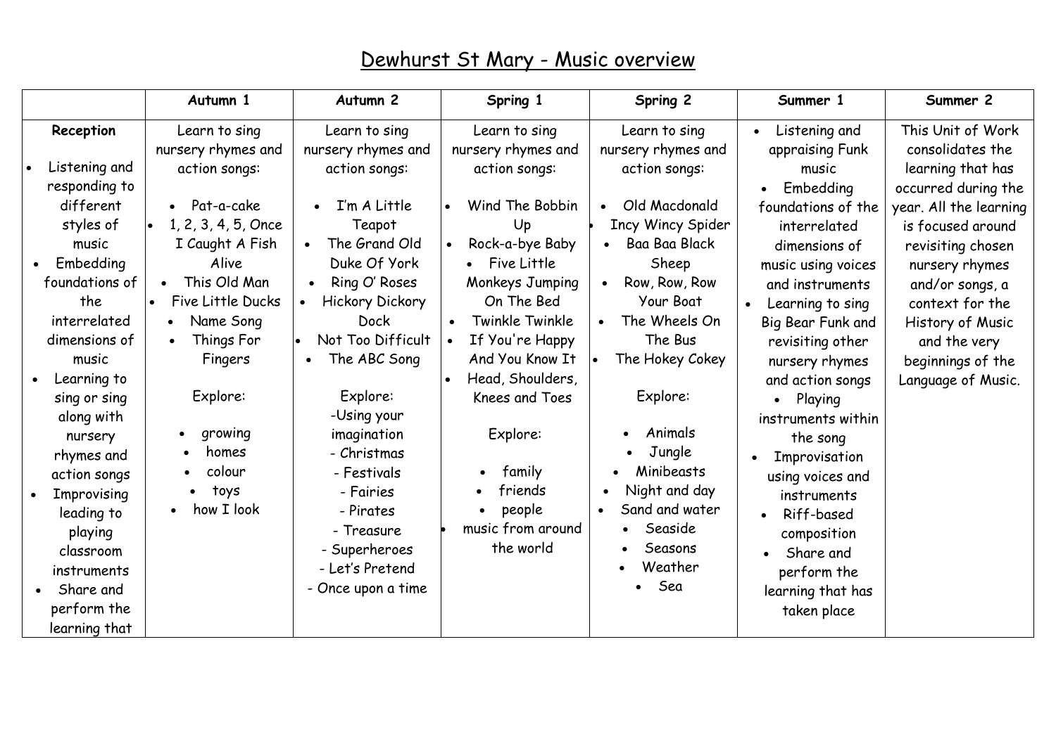# Dewhurst St Mary - Music overview

| | Autumn 1 | Autumn 2 | Spring 1 | Spring 2 | Summer 1 | Summer 2 |
|---|---|---|---|---|---|---|
| **Reception**<br>• Listening and responding to different styles of music<br>• Embedding foundations of the interrelated dimensions of music<br>• Learning to sing or sing along with nursery rhymes and action songs<br>• Improvising leading to playing classroom instruments<br>• Share and perform the learning that | Learn to sing nursery rhymes and action songs:<br>• Pat-a-cake<br>• 1, 2, 3, 4, 5, Once I Caught A Fish Alive<br>• This Old Man<br>• Five Little Ducks<br>• Name Song<br>• Things For Fingers<br><br>Explore:<br>• growing<br>• homes<br>• colour<br>• toys<br>• how I look | Learn to sing nursery rhymes and action songs:<br>• I'm A Little Teapot<br>• The Grand Old Duke Of York<br>• Ring O' Roses<br>• Hickory Dickory Dock<br>• Not Too Difficult<br>• The ABC Song<br><br>Explore:<br>-Using your imagination<br>- Christmas<br>- Festivals<br>- Fairies<br>- Pirates<br>- Treasure<br>- Superheroes<br>- Let's Pretend<br>- Once upon a time | Learn to sing nursery rhymes and action songs:<br>• Wind The Bobbin Up<br>• Rock-a-bye Baby<br>• Five Little Monkeys Jumping On The Bed<br>• Twinkle Twinkle<br>• If You're Happy And You Know It<br>• Head, Shoulders, Knees and Toes<br><br>Explore:<br>• family<br>• friends<br>• people<br>• music from around the world | Learn to sing nursery rhymes and action songs:<br>• Old Macdonald<br>• Incy Wincy Spider<br>• Baa Baa Black Sheep<br>• Row, Row, Row Your Boat<br>• The Wheels On The Bus<br>• The Hokey Cokey<br><br>Explore:<br>• Animals<br>• Jungle<br>• Minibeasts<br>• Night and day<br>• Sand and water<br>• Seaside<br>• Seasons<br>• Weather<br>• Sea | • Listening and appraising Funk music<br>• Embedding foundations of the interrelated dimensions of music using voices and instruments<br>• Learning to sing Big Bear Funk and revisiting other nursery rhymes and action songs<br>• Playing instruments within the song<br>• Improvisation using voices and instruments<br>• Riff-based composition<br>• Share and perform the learning that has taken place | This Unit of Work consolidates the learning that has occurred during the year. All the learning is focused around revisiting chosen nursery rhymes and/or songs, a context for the History of Music and the very beginnings of the Language of Music. |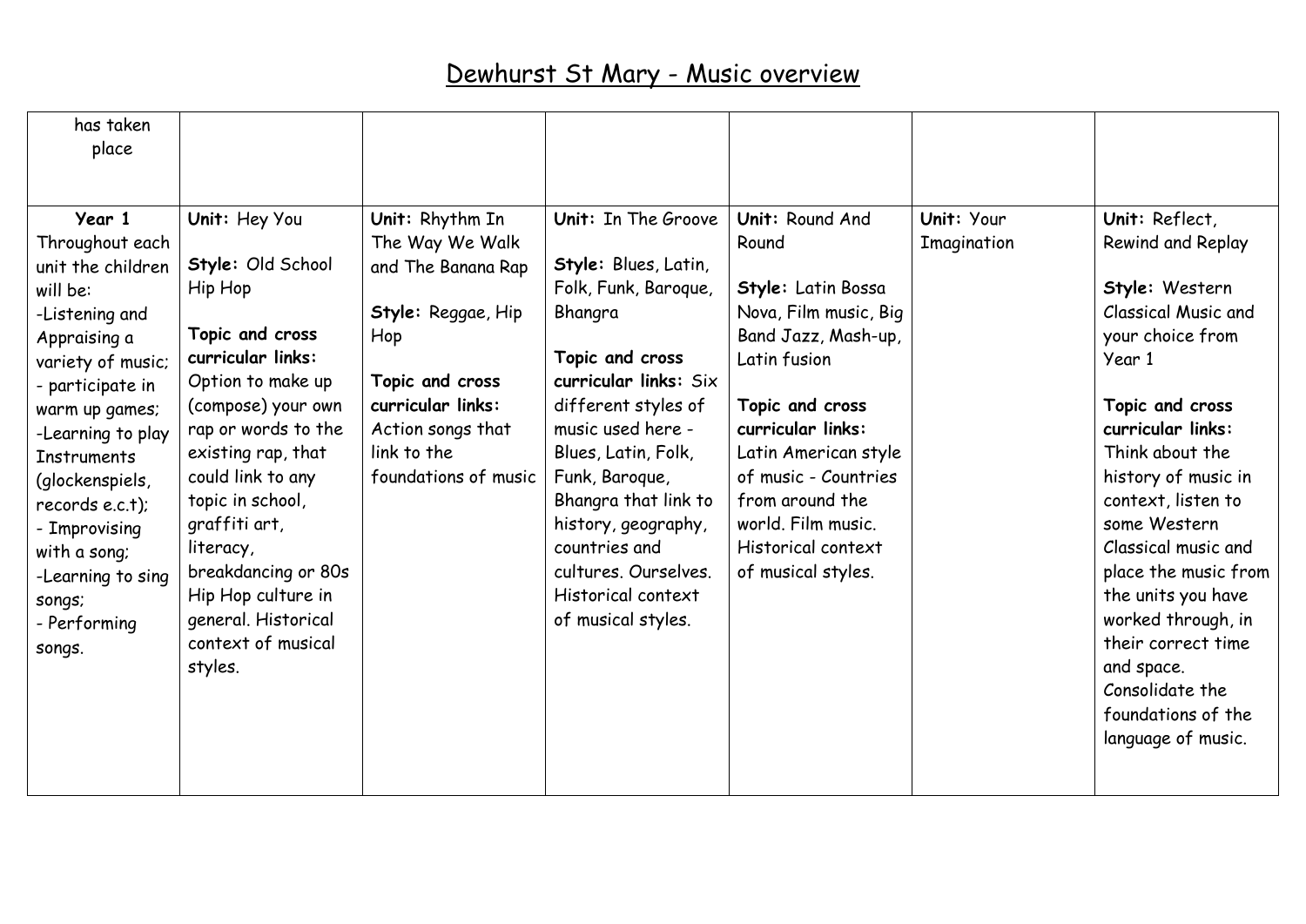# Dewhurst St Mary - Music overview

| has taken place | | | | | | |
|---|---|---|---|---|---|---|
| **Year 1** Throughout each unit the children will be: -Listening and Appraising a variety of music; - participate in warm up games; -Learning to play Instruments (glockenspiels, records e.c.t); - Improvising with a song; -Learning to sing songs; - Performing songs. | **Unit:** Hey You<br><br>**Style:** Old School Hip Hop<br><br>**Topic and cross curricular links:** Option to make up (compose) your own rap or words to the existing rap, that could link to any topic in school, graffiti art, literacy, breakdancing or 80s Hip Hop culture in general. Historical context of musical styles. | **Unit:** Rhythm In The Way We Walk and The Banana Rap<br><br>**Style:** Reggae, Hip Hop<br><br>**Topic and cross curricular links:** Action songs that link to the foundations of music | **Unit:** In The Groove<br><br>**Style:** Blues, Latin, Folk, Funk, Baroque, Bhangra<br><br>**Topic and cross curricular links:** Six different styles of music used here - Blues, Latin, Folk, Funk, Baroque, Bhangra that link to history, geography, countries and cultures. Ourselves. Historical context of musical styles. | **Unit:** Round And Round<br><br>**Style:** Latin Bossa Nova, Film music, Big Band Jazz, Mash-up, Latin fusion<br><br>**Topic and cross curricular links:** Latin American style of music - Countries from around the world. Film music. Historical context of musical styles. | **Unit:** Your Imagination | **Unit:** Reflect, Rewind and Replay<br><br>**Style:** Western Classical Music and your choice from Year 1<br><br>**Topic and cross curricular links:** Think about the history of music in context, listen to some Western Classical music and place the music from the units you have worked through, in their correct time and space. Consolidate the foundations of the language of music. |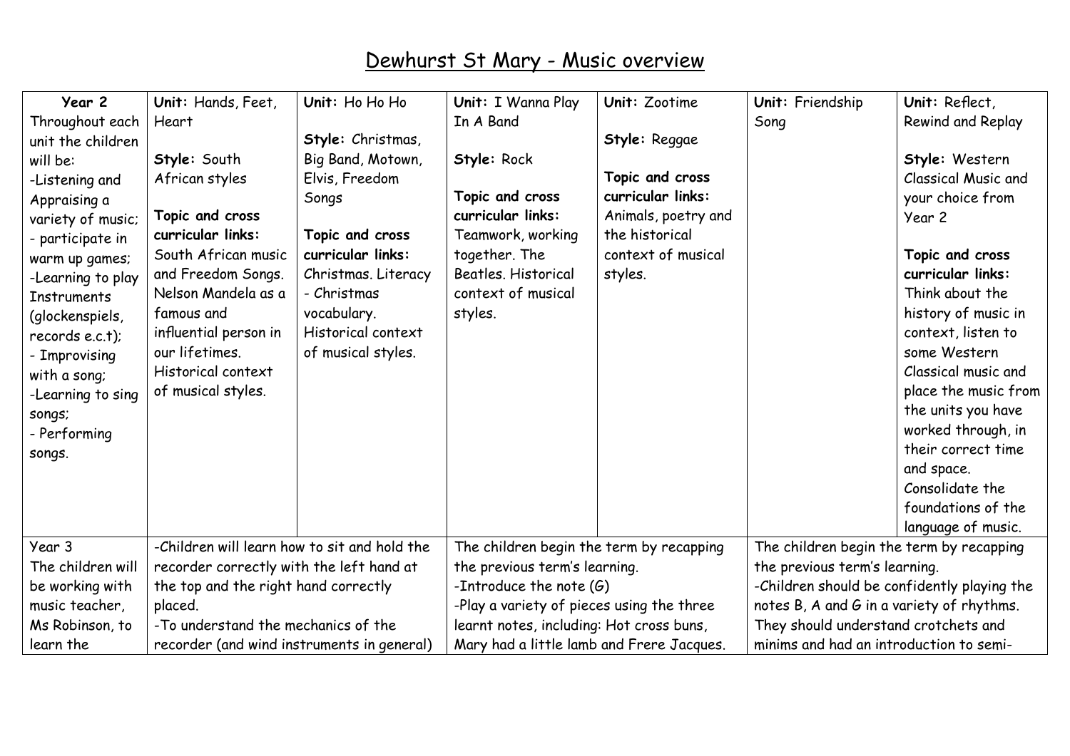# Dewhurst St Mary - Music overview

| Year 2 Throughout each unit the children will be: -Listening and Appraising a variety of music; - participate in warm up games; -Learning to play Instruments (glockenspiels, records e.c.t); - Improvising with a song; -Learning to sing songs; - Performing songs. | **Unit:** Hands, Feet, Heart<br><br>**Style:** South African styles<br><br>**Topic and cross curricular links:** South African music and Freedom Songs. Nelson Mandela as a famous and influential person in our lifetimes. Historical context of musical styles. | **Unit:** Ho Ho Ho<br><br>**Style:** Christmas, Big Band, Motown, Elvis, Freedom Songs<br><br>**Topic and cross curricular links:** Christmas. Literacy - Christmas vocabulary. Historical context of musical styles. | **Unit:** I Wanna Play In A Band<br><br>**Style:** Rock<br><br>**Topic and cross curricular links:** Teamwork, working together. The Beatles. Historical context of musical styles. | **Unit:** Zootime<br><br>**Style:** Reggae<br><br>**Topic and cross curricular links:** Animals, poetry and the historical context of musical styles. | **Unit:** Friendship Song | **Unit:** Reflect, Rewind and Replay<br><br>**Style:** Western Classical Music and your choice from Year 2<br><br>**Topic and cross curricular links:** Think about the history of music in context, listen to some Western Classical music and place the music from the units you have worked through, in their correct time and space. Consolidate the foundations of the language of music. |
|---|---|---|---|---|---|---|
| Year 3 The children will be working with music teacher, Ms Robinson, to learn the | -Children will learn how to sit and hold the recorder correctly with the left hand at the top and the right hand correctly placed.<br>-To understand the mechanics of the recorder (and wind instruments in general) | | The children begin the term by recapping the previous term's learning.<br>-Introduce the note (G)<br>-Play a variety of pieces using the three learnt notes, including: Hot cross buns, Mary had a little lamb and Frere Jacques. | | The children begin the term by recapping the previous term's learning.<br>-Children should be confidently playing the notes B, A and G in a variety of rhythms. They should understand crotchets and minims and had an introduction to semi- | |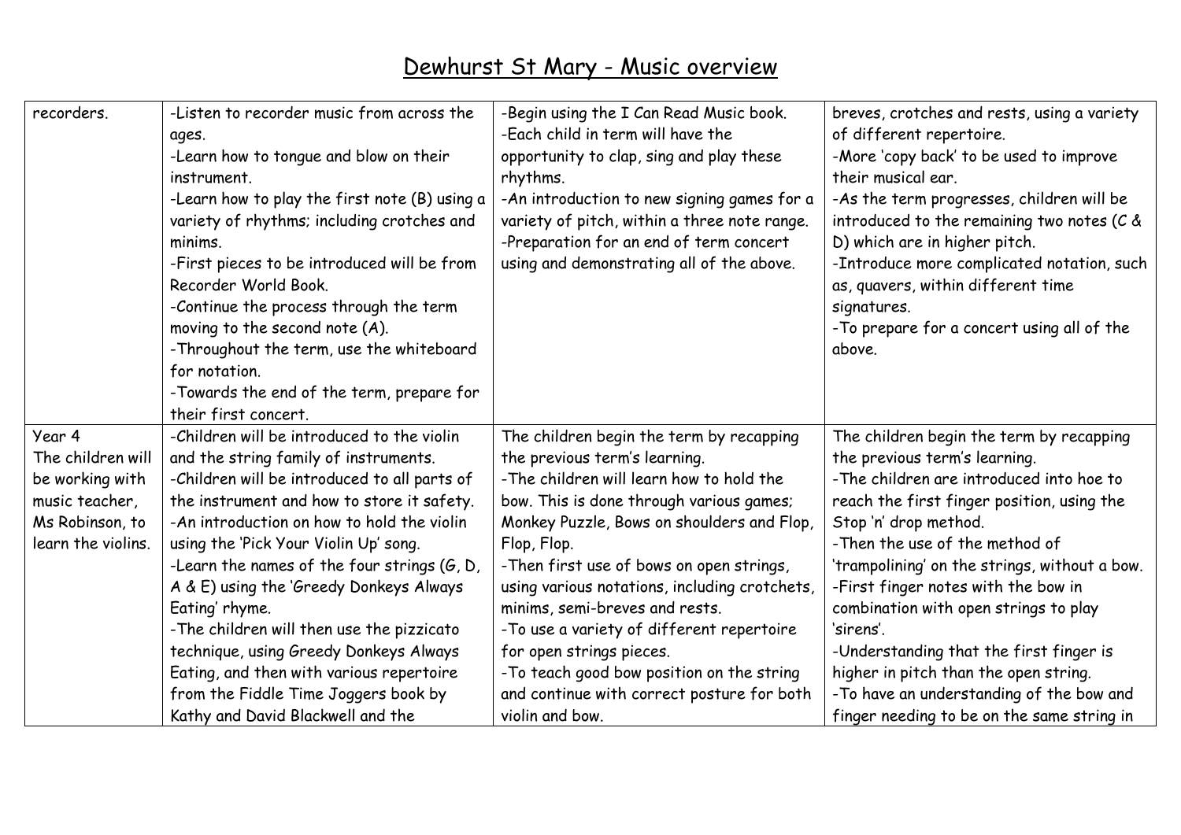# Dewhurst St Mary - Music overview

| | | | |
|---|---|---|---|
| recorders. | -Listen to recorder music from across the ages.<br>-Learn how to tongue and blow on their instrument.<br>-Learn how to play the first note (B) using a variety of rhythms; including crotches and minims.<br>-First pieces to be introduced will be from Recorder World Book.<br>-Continue the process through the term moving to the second note (A).<br>-Throughout the term, use the whiteboard for notation.<br>-Towards the end of the term, prepare for their first concert. | -Begin using the I Can Read Music book.<br>-Each child in term will have the opportunity to clap, sing and play these rhythms.<br>-An introduction to new signing games for a variety of pitch, within a three note range.<br>-Preparation for an end of term concert using and demonstrating all of the above. | breves, crotches and rests, using a variety of different repertoire.<br>-More 'copy back' to be used to improve their musical ear.<br>-As the term progresses, children will be introduced to the remaining two notes (C & D) which are in higher pitch.<br>-Introduce more complicated notation, such as, quavers, within different time signatures.<br>-To prepare for a concert using all of the above. |
| Year 4<br>The children will be working with music teacher, Ms Robinson, to learn the violins. | -Children will be introduced to the violin and the string family of instruments.<br>-Children will be introduced to all parts of the instrument and how to store it safety.<br>-An introduction on how to hold the violin using the 'Pick Your Violin Up' song.<br>-Learn the names of the four strings (G, D, A & E) using the 'Greedy Donkeys Always Eating' rhyme.<br>-The children will then use the pizzicato technique, using Greedy Donkeys Always Eating, and then with various repertoire from the Fiddle Time Joggers book by Kathy and David Blackwell and the | The children begin the term by recapping the previous term's learning.<br>-The children will learn how to hold the bow. This is done through various games; Monkey Puzzle, Bows on shoulders and Flop, Flop, Flop.<br>-Then first use of bows on open strings, using various notations, including crotchets, minims, semi-breves and rests.<br>-To use a variety of different repertoire for open strings pieces.<br>-To teach good bow position on the string and continue with correct posture for both violin and bow. | The children begin the term by recapping the previous term's learning.<br>-The children are introduced into hoe to reach the first finger position, using the Stop 'n' drop method.<br>-Then the use of the method of 'trampolining' on the strings, without a bow.<br>-First finger notes with the bow in combination with open strings to play 'sirens'.<br>-Understanding that the first finger is higher in pitch than the open string.<br>-To have an understanding of the bow and finger needing to be on the same string in |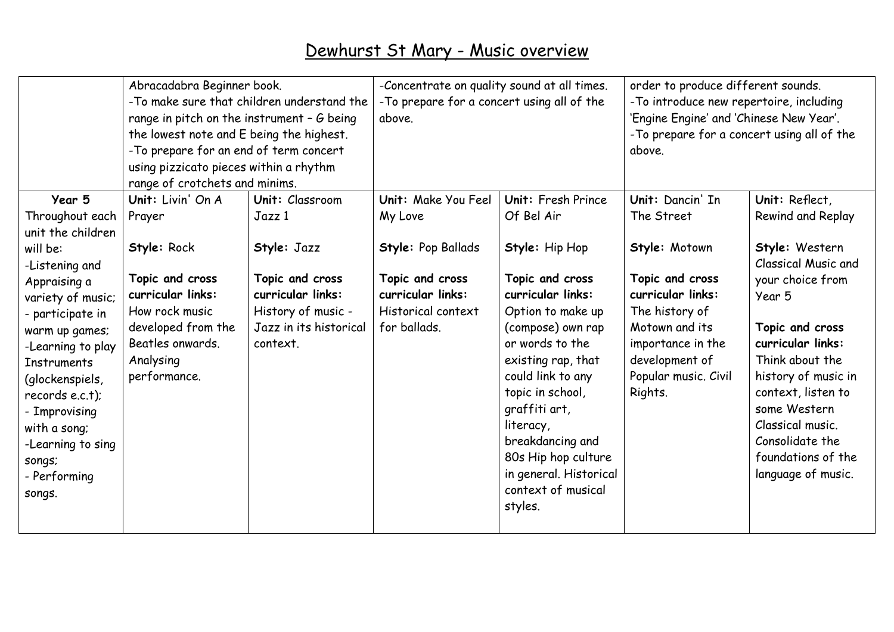# Dewhurst St Mary - Music overview

| | | | | | | |
|---|---|---|---|---|---|---|
| | Abracadabra Beginner book.<br>-To make sure that children understand the range in pitch on the instrument – G being the lowest note and E being the highest.<br>-To prepare for an end of term concert using pizzicato pieces within a rhythm range of crotchets and minims. | | -Concentrate on quality sound at all times.<br>-To prepare for a concert using all of the above. | | order to produce different sounds.<br>-To introduce new repertoire, including 'Engine Engine' and 'Chinese New Year'.<br>-To prepare for a concert using all of the above. | |
| **Year 5**<br>Throughout each unit the children will be:<br>-Listening and Appraising a variety of music;<br>- participate in warm up games;<br>-Learning to play Instruments (glockenspiels, records e.c.t);<br>- Improvising with a song;<br>-Learning to sing songs;<br>- Performing songs. | **Unit:** Livin' On A Prayer<br><br>**Style:** Rock<br><br>**Topic and cross curricular links:**<br>How rock music developed from the Beatles onwards. Analysing performance. | **Unit:** Classroom Jazz 1<br><br>**Style:** Jazz<br><br>**Topic and cross curricular links:**<br>History of music - Jazz in its historical context. | **Unit:** Make You Feel My Love<br><br>**Style:** Pop Ballads<br><br>**Topic and cross curricular links:**<br>Historical context for ballads. | **Unit:** Fresh Prince Of Bel Air<br><br>**Style:** Hip Hop<br><br>**Topic and cross curricular links:**<br>Option to make up (compose) own rap or words to the existing rap, that could link to any topic in school, graffiti art, literacy, breakdancing and 80s Hip hop culture in general. Historical context of musical styles. | **Unit:** Dancin' In The Street<br><br>**Style:** Motown<br><br>**Topic and cross curricular links:**<br>The history of Motown and its importance in the development of Popular music. Civil Rights. | **Unit:** Reflect, Rewind and Replay<br><br>**Style:** Western Classical Music and your choice from Year 5<br><br>**Topic and cross curricular links:**<br>Think about the history of music in context, listen to some Western Classical music. Consolidate the foundations of the language of music. |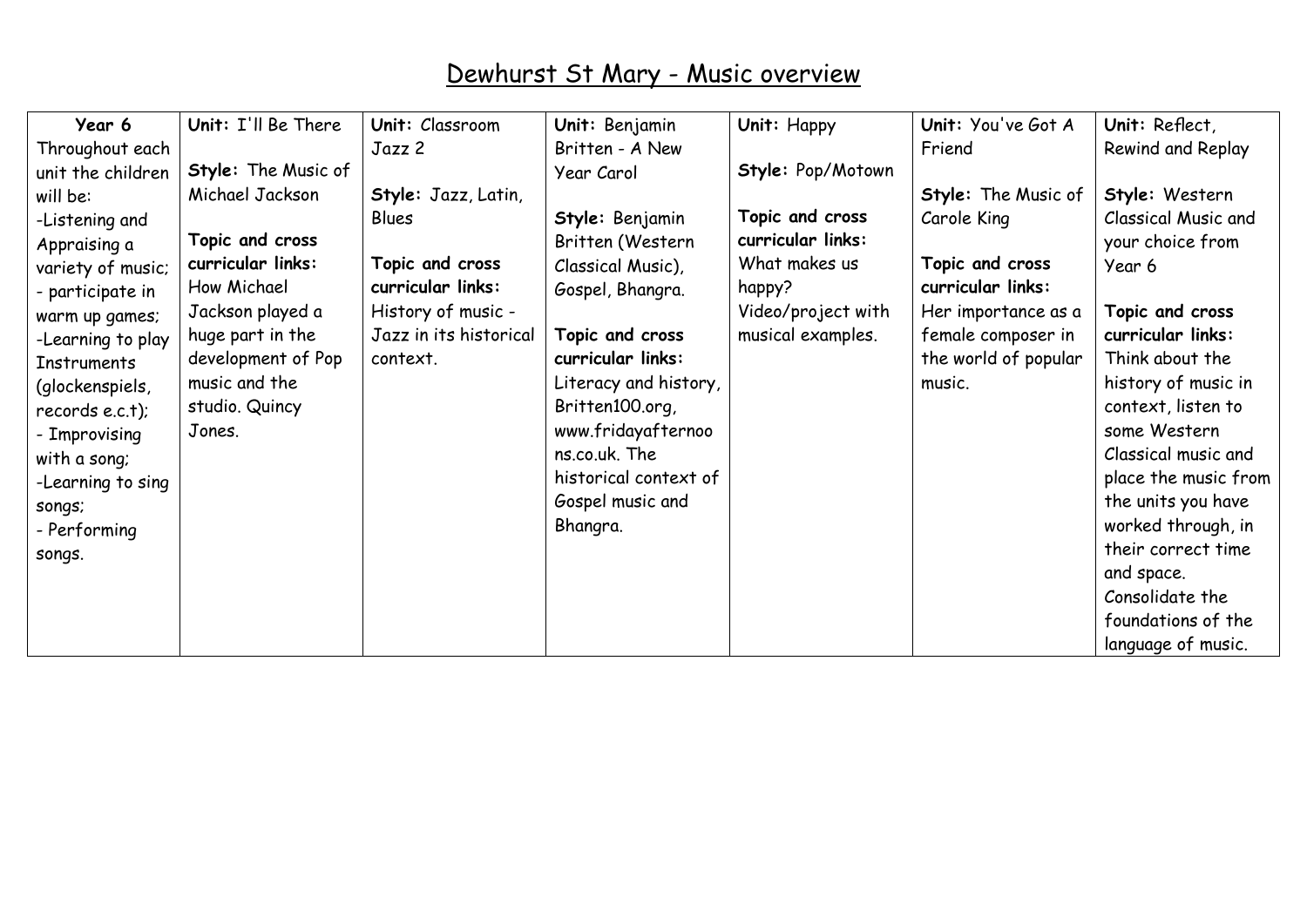# Dewhurst St Mary - Music overview

| | | | | | | |
|---|---|---|---|---|---|---|
| **Year 6**<br>Throughout each unit the children will be:<br>-Listening and Appraising a variety of music;<br>- participate in warm up games;<br>-Learning to play Instruments (glockenspiels, records e.c.t);<br>- Improvising with a song;<br>-Learning to sing songs;<br>- Performing songs. | **Unit:** I'll Be There<br><br>**Style:** The Music of Michael Jackson<br><br>**Topic and cross curricular links:**<br>How Michael Jackson played a huge part in the development of Pop music and the studio. Quincy Jones. | **Unit:** Classroom Jazz 2<br><br>**Style:** Jazz, Latin, Blues<br><br>**Topic and cross curricular links:**<br>History of music - Jazz in its historical context. | **Unit:** Benjamin Britten - A New Year Carol<br><br>**Style:** Benjamin Britten (Western Classical Music), Gospel, Bhangra.<br><br>**Topic and cross curricular links:**<br>Literacy and history, Britten100.org, www.fridayafternoons.co.uk. The historical context of Gospel music and Bhangra. | **Unit:** Happy<br><br>**Style:** Pop/Motown<br><br>**Topic and cross curricular links:**<br>What makes us happy?<br>Video/project with musical examples. | **Unit:** You've Got A Friend<br><br>**Style:** The Music of Carole King<br><br>**Topic and cross curricular links:**<br>Her importance as a female composer in the world of popular music. | **Unit:** Reflect, Rewind and Replay<br><br>**Style:** Western Classical Music and your choice from Year 6<br><br>**Topic and cross curricular links:**<br>Think about the history of music in context, listen to some Western Classical music and place the music from the units you have worked through, in their correct time and space. Consolidate the foundations of the language of music. |